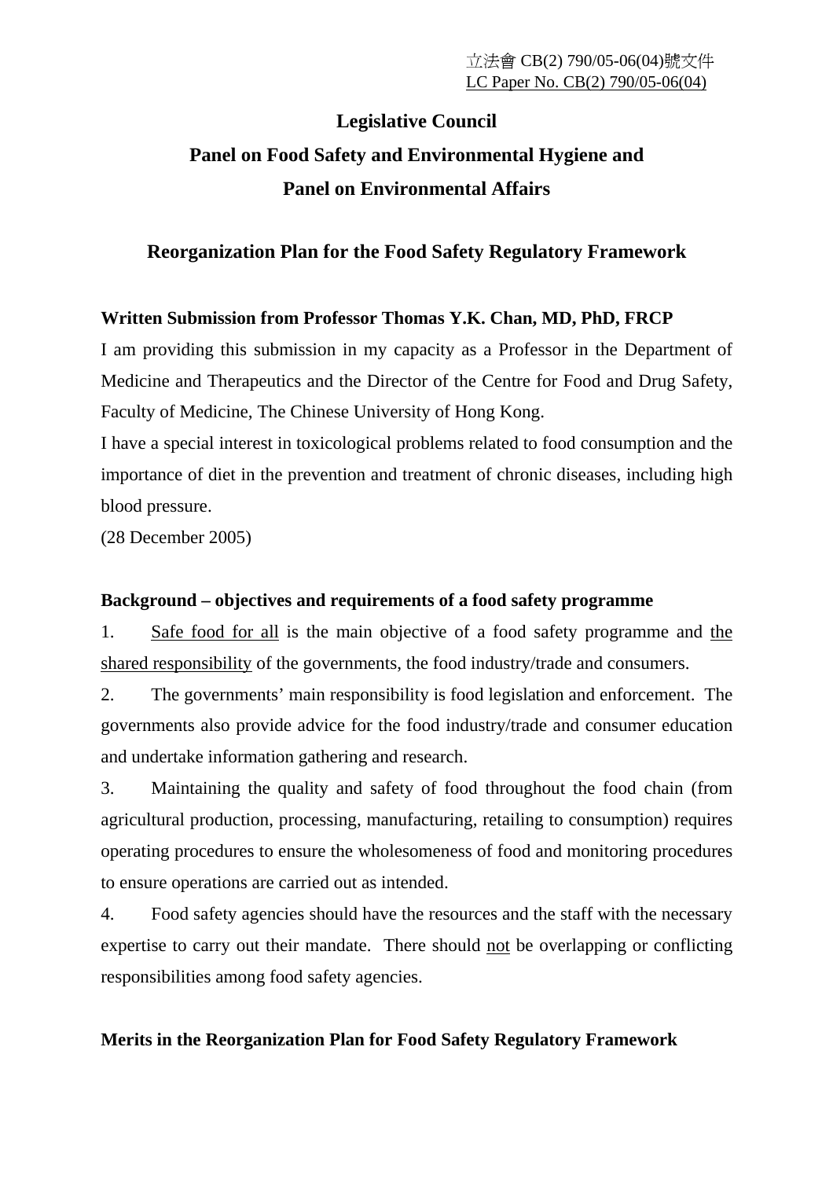立法會 CB(2) 790/05-06(04)號文件
LC Paper No. CB(2) 790/05-06(04)

# Legislative Council
## Panel on Food Safety and Environmental Hygiene and Panel on Environmental Affairs

## Reorganization Plan for the Food Safety Regulatory Framework

**Written Submission from Professor Thomas Y.K. Chan, MD, PhD, FRCP**

I am providing this submission in my capacity as a Professor in the Department of Medicine and Therapeutics and the Director of the Centre for Food and Drug Safety, Faculty of Medicine, The Chinese University of Hong Kong.

I have a special interest in toxicological problems related to food consumption and the importance of diet in the prevention and treatment of chronic diseases, including high blood pressure.

(28 December 2005)

**Background – objectives and requirements of a food safety programme**

1. Safe food for all is the main objective of a food safety programme and the shared responsibility of the governments, the food industry/trade and consumers.

2. The governments' main responsibility is food legislation and enforcement. The governments also provide advice for the food industry/trade and consumer education and undertake information gathering and research.

3. Maintaining the quality and safety of food throughout the food chain (from agricultural production, processing, manufacturing, retailing to consumption) requires operating procedures to ensure the wholesomeness of food and monitoring procedures to ensure operations are carried out as intended.

4. Food safety agencies should have the resources and the staff with the necessary expertise to carry out their mandate. There should not be overlapping or conflicting responsibilities among food safety agencies.

**Merits in the Reorganization Plan for Food Safety Regulatory Framework**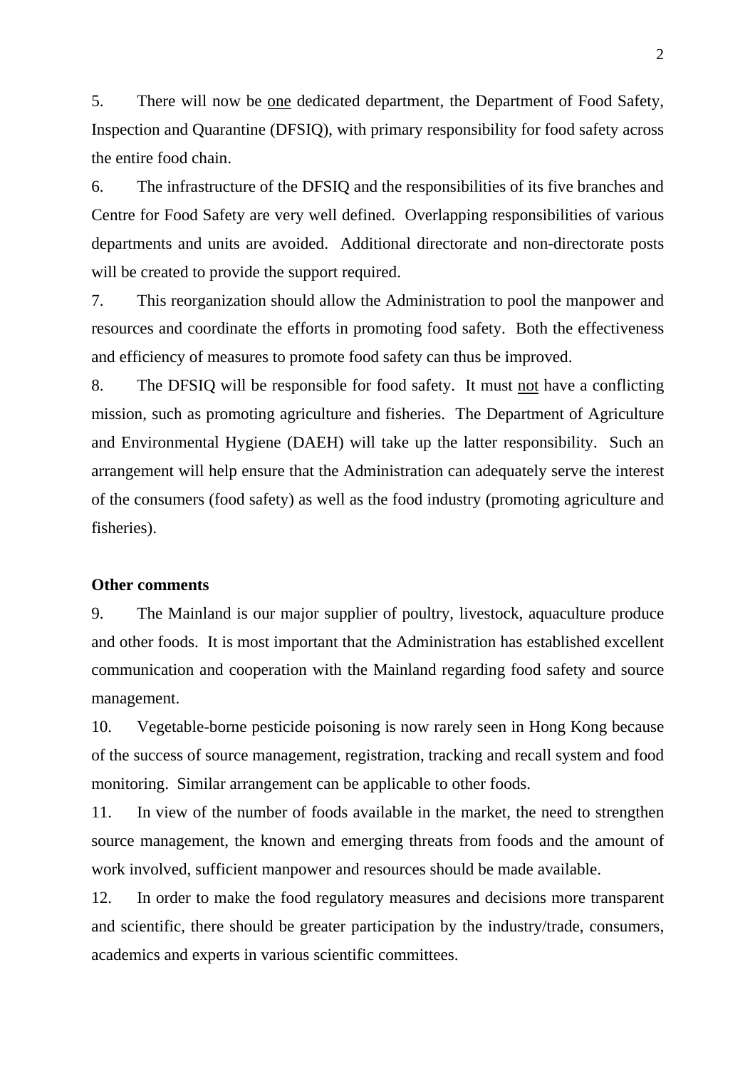5. There will now be <u>one</u> dedicated department, the Department of Food Safety, Inspection and Quarantine (DFSIQ), with primary responsibility for food safety across the entire food chain.

6. The infrastructure of the DFSIQ and the responsibilities of its five branches and Centre for Food Safety are very well defined. Overlapping responsibilities of various departments and units are avoided. Additional directorate and non-directorate posts will be created to provide the support required.

7. This reorganization should allow the Administration to pool the manpower and resources and coordinate the efforts in promoting food safety. Both the effectiveness and efficiency of measures to promote food safety can thus be improved.

8. The DFSIQ will be responsible for food safety. It must <u>not</u> have a conflicting mission, such as promoting agriculture and fisheries. The Department of Agriculture and Environmental Hygiene (DAEH) will take up the latter responsibility. Such an arrangement will help ensure that the Administration can adequately serve the interest of the consumers (food safety) as well as the food industry (promoting agriculture and fisheries).

**Other comments**

9. The Mainland is our major supplier of poultry, livestock, aquaculture produce and other foods. It is most important that the Administration has established excellent communication and cooperation with the Mainland regarding food safety and source management.

10. Vegetable-borne pesticide poisoning is now rarely seen in Hong Kong because of the success of source management, registration, tracking and recall system and food monitoring. Similar arrangement can be applicable to other foods.

11. In view of the number of foods available in the market, the need to strengthen source management, the known and emerging threats from foods and the amount of work involved, sufficient manpower and resources should be made available.

12. In order to make the food regulatory measures and decisions more transparent and scientific, there should be greater participation by the industry/trade, consumers, academics and experts in various scientific committees.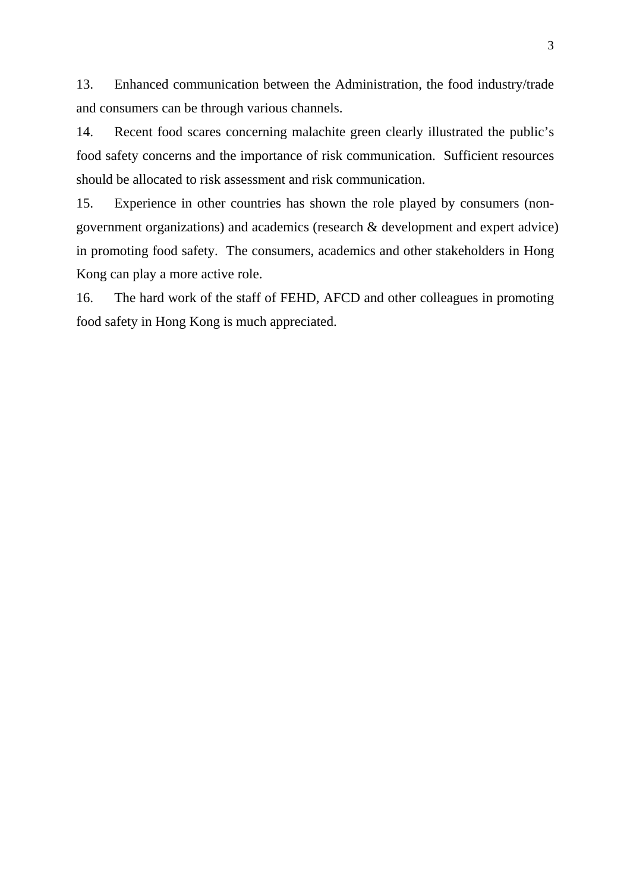13. Enhanced communication between the Administration, the food industry/trade and consumers can be through various channels.

14. Recent food scares concerning malachite green clearly illustrated the public's food safety concerns and the importance of risk communication. Sufficient resources should be allocated to risk assessment and risk communication.

15. Experience in other countries has shown the role played by consumers (non-government organizations) and academics (research & development and expert advice) in promoting food safety. The consumers, academics and other stakeholders in Hong Kong can play a more active role.

16. The hard work of the staff of FEHD, AFCD and other colleagues in promoting food safety in Hong Kong is much appreciated.